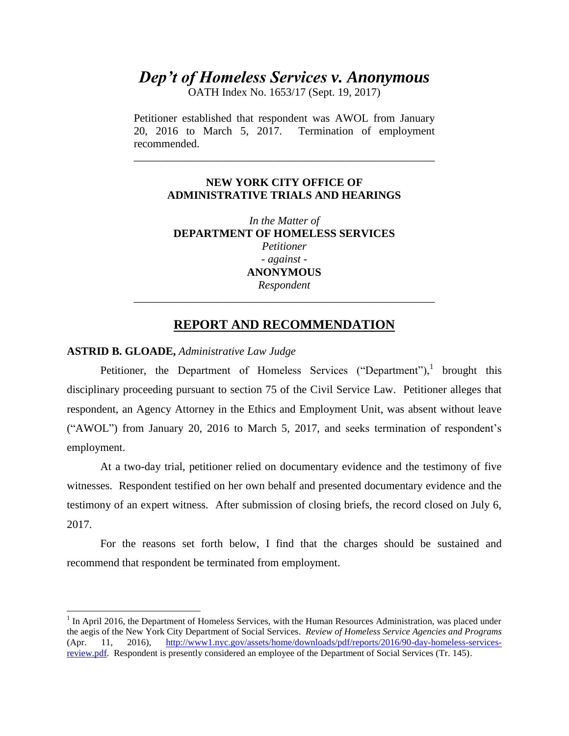# *Dep't of Homeless Services v. Anonymous*

OATH Index No. 1653/17 (Sept. 19, 2017)

Petitioner established that respondent was AWOL from January 20, 2016 to March 5, 2017. Termination of employment recommended.

---

**NEW YORK CITY OFFICE OF ADMINISTRATIVE TRIALS AND HEARINGS**

*In the Matter of*
**DEPARTMENT OF HOMELESS SERVICES**
*Petitioner*
*- against -*
**ANONYMOUS**
*Respondent*

---

## REPORT AND RECOMMENDATION

**ASTRID B. GLOADE,** *Administrative Law Judge*

Petitioner, the Department of Homeless Services ("Department"),[1] brought this disciplinary proceeding pursuant to section 75 of the Civil Service Law. Petitioner alleges that respondent, an Agency Attorney in the Ethics and Employment Unit, was absent without leave ("AWOL") from January 20, 2016 to March 5, 2017, and seeks termination of respondent's employment.

At a two-day trial, petitioner relied on documentary evidence and the testimony of five witnesses. Respondent testified on her own behalf and presented documentary evidence and the testimony of an expert witness. After submission of closing briefs, the record closed on July 6, 2017.

For the reasons set forth below, I find that the charges should be sustained and recommend that respondent be terminated from employment.

---

[1] In April 2016, the Department of Homeless Services, with the Human Resources Administration, was placed under the aegis of the New York City Department of Social Services. *Review of Homeless Service Agencies and Programs* (Apr. 11, 2016), http://www1.nyc.gov/assets/home/downloads/pdf/reports/2016/90-day-homeless-services-review.pdf. Respondent is presently considered an employee of the Department of Social Services (Tr. 145).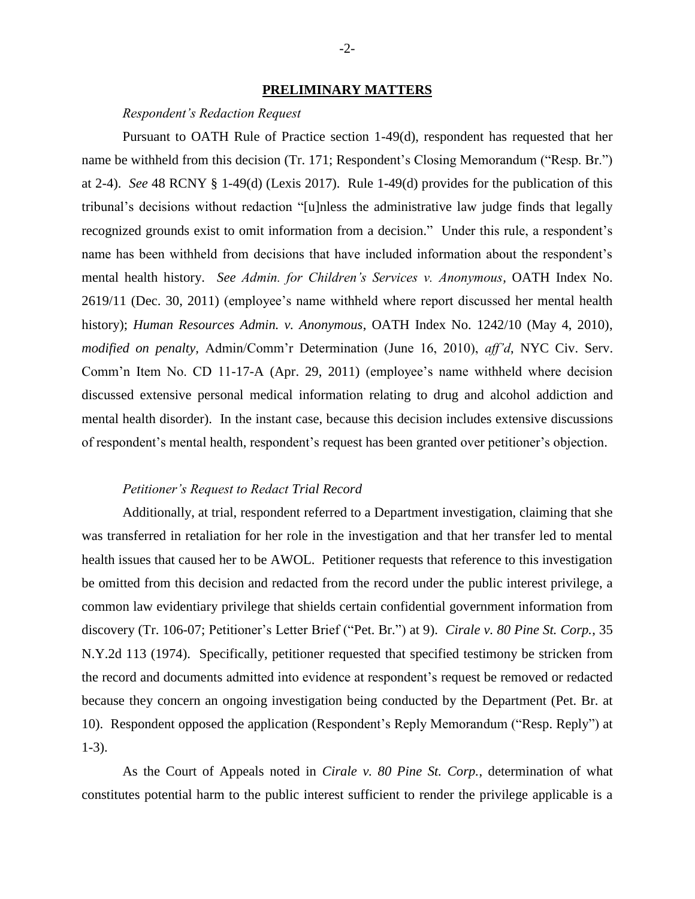## PRELIMINARY MATTERS

*Respondent's Redaction Request*

Pursuant to OATH Rule of Practice section 1-49(d), respondent has requested that her name be withheld from this decision (Tr. 171; Respondent's Closing Memorandum ("Resp. Br.") at 2-4). *See* 48 RCNY § 1-49(d) (Lexis 2017). Rule 1-49(d) provides for the publication of this tribunal's decisions without redaction "[u]nless the administrative law judge finds that legally recognized grounds exist to omit information from a decision." Under this rule, a respondent's name has been withheld from decisions that have included information about the respondent's mental health history. *See Admin. for Children's Services v. Anonymous*, OATH Index No. 2619/11 (Dec. 30, 2011) (employee's name withheld where report discussed her mental health history); *Human Resources Admin. v. Anonymous*, OATH Index No. 1242/10 (May 4, 2010), *modified on penalty,* Admin/Comm'r Determination (June 16, 2010), *aff'd*, NYC Civ. Serv. Comm'n Item No. CD 11-17-A (Apr. 29, 2011) (employee's name withheld where decision discussed extensive personal medical information relating to drug and alcohol addiction and mental health disorder). In the instant case, because this decision includes extensive discussions of respondent's mental health, respondent's request has been granted over petitioner's objection.

*Petitioner's Request to Redact Trial Record*

Additionally, at trial, respondent referred to a Department investigation, claiming that she was transferred in retaliation for her role in the investigation and that her transfer led to mental health issues that caused her to be AWOL. Petitioner requests that reference to this investigation be omitted from this decision and redacted from the record under the public interest privilege, a common law evidentiary privilege that shields certain confidential government information from discovery (Tr. 106-07; Petitioner's Letter Brief ("Pet. Br.") at 9). *Cirale v. 80 Pine St. Corp.*, 35 N.Y.2d 113 (1974). Specifically, petitioner requested that specified testimony be stricken from the record and documents admitted into evidence at respondent's request be removed or redacted because they concern an ongoing investigation being conducted by the Department (Pet. Br. at 10). Respondent opposed the application (Respondent's Reply Memorandum ("Resp. Reply") at 1-3).

As the Court of Appeals noted in *Cirale v. 80 Pine St. Corp.*, determination of what constitutes potential harm to the public interest sufficient to render the privilege applicable is a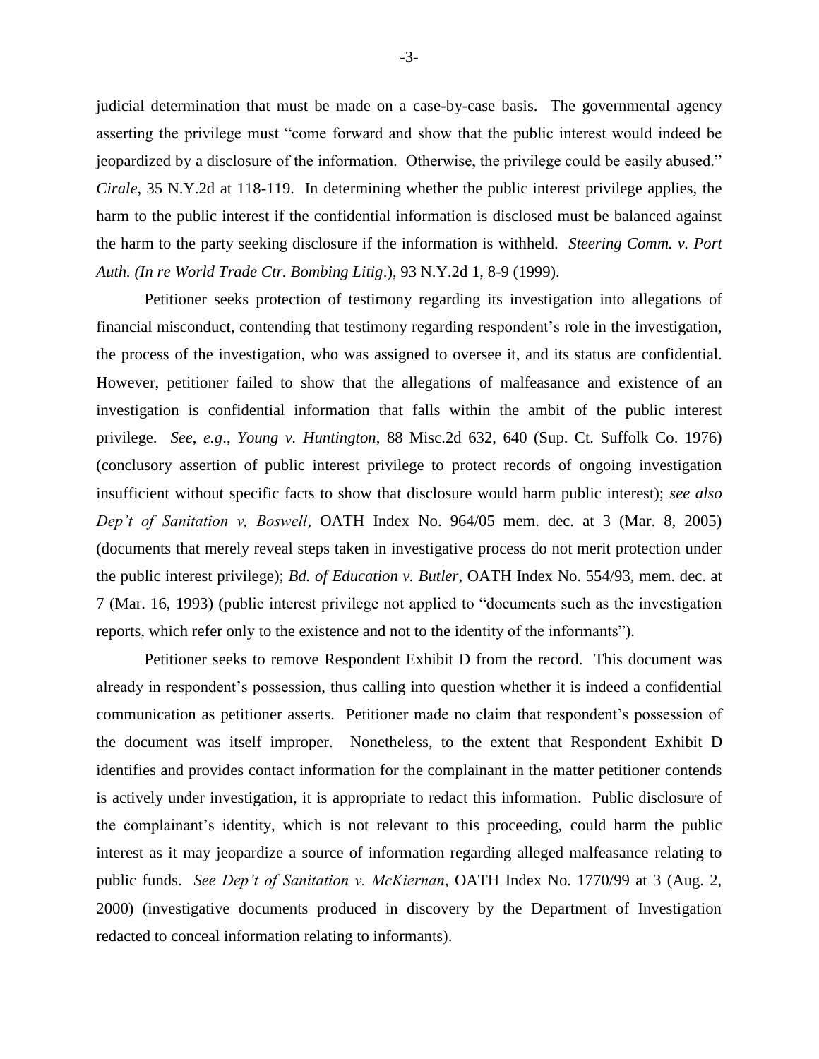judicial determination that must be made on a case-by-case basis. The governmental agency asserting the privilege must "come forward and show that the public interest would indeed be jeopardized by a disclosure of the information. Otherwise, the privilege could be easily abused." *Cirale*, 35 N.Y.2d at 118-119. In determining whether the public interest privilege applies, the harm to the public interest if the confidential information is disclosed must be balanced against the harm to the party seeking disclosure if the information is withheld. *Steering Comm. v. Port Auth. (In re World Trade Ctr. Bombing Litig*.), 93 N.Y.2d 1, 8-9 (1999).

Petitioner seeks protection of testimony regarding its investigation into allegations of financial misconduct, contending that testimony regarding respondent's role in the investigation, the process of the investigation, who was assigned to oversee it, and its status are confidential. However, petitioner failed to show that the allegations of malfeasance and existence of an investigation is confidential information that falls within the ambit of the public interest privilege. *See, e.g*., *Young v. Huntington*, 88 Misc.2d 632, 640 (Sup. Ct. Suffolk Co. 1976) (conclusory assertion of public interest privilege to protect records of ongoing investigation insufficient without specific facts to show that disclosure would harm public interest); *see also Dep't of Sanitation v, Boswell*, OATH Index No. 964/05 mem. dec. at 3 (Mar. 8, 2005) (documents that merely reveal steps taken in investigative process do not merit protection under the public interest privilege); *Bd. of Education v. Butler*, OATH Index No. 554/93, mem. dec. at 7 (Mar. 16, 1993) (public interest privilege not applied to "documents such as the investigation reports, which refer only to the existence and not to the identity of the informants").

Petitioner seeks to remove Respondent Exhibit D from the record. This document was already in respondent's possession, thus calling into question whether it is indeed a confidential communication as petitioner asserts. Petitioner made no claim that respondent's possession of the document was itself improper. Nonetheless, to the extent that Respondent Exhibit D identifies and provides contact information for the complainant in the matter petitioner contends is actively under investigation, it is appropriate to redact this information. Public disclosure of the complainant's identity, which is not relevant to this proceeding, could harm the public interest as it may jeopardize a source of information regarding alleged malfeasance relating to public funds. *See Dep't of Sanitation v. McKiernan*, OATH Index No. 1770/99 at 3 (Aug. 2, 2000) (investigative documents produced in discovery by the Department of Investigation redacted to conceal information relating to informants).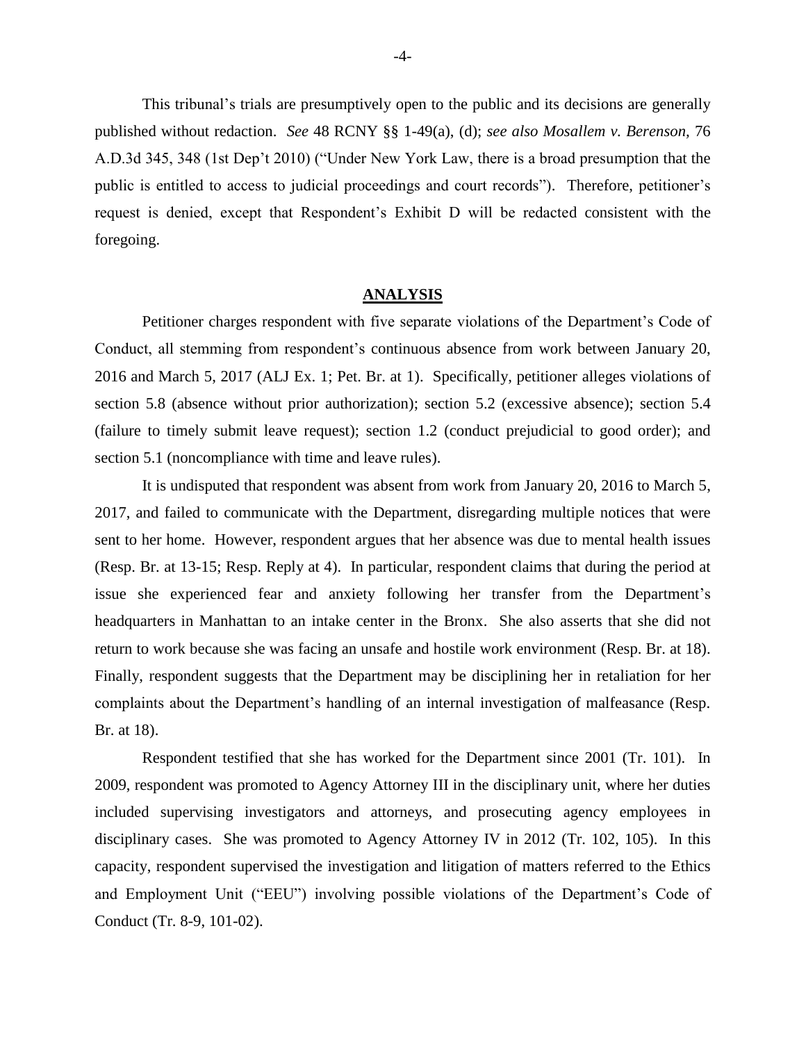This tribunal's trials are presumptively open to the public and its decisions are generally published without redaction. *See* 48 RCNY §§ 1-49(a), (d); *see also Mosallem v. Berenson,* 76 A.D.3d 345, 348 (1st Dep't 2010) ("Under New York Law, there is a broad presumption that the public is entitled to access to judicial proceedings and court records"). Therefore, petitioner's request is denied, except that Respondent's Exhibit D will be redacted consistent with the foregoing.

## ANALYSIS

Petitioner charges respondent with five separate violations of the Department's Code of Conduct, all stemming from respondent's continuous absence from work between January 20, 2016 and March 5, 2017 (ALJ Ex. 1; Pet. Br. at 1). Specifically, petitioner alleges violations of section 5.8 (absence without prior authorization); section 5.2 (excessive absence); section 5.4 (failure to timely submit leave request); section 1.2 (conduct prejudicial to good order); and section 5.1 (noncompliance with time and leave rules).

It is undisputed that respondent was absent from work from January 20, 2016 to March 5, 2017, and failed to communicate with the Department, disregarding multiple notices that were sent to her home. However, respondent argues that her absence was due to mental health issues (Resp. Br. at 13-15; Resp. Reply at 4). In particular, respondent claims that during the period at issue she experienced fear and anxiety following her transfer from the Department's headquarters in Manhattan to an intake center in the Bronx. She also asserts that she did not return to work because she was facing an unsafe and hostile work environment (Resp. Br. at 18). Finally, respondent suggests that the Department may be disciplining her in retaliation for her complaints about the Department's handling of an internal investigation of malfeasance (Resp. Br. at 18).

Respondent testified that she has worked for the Department since 2001 (Tr. 101). In 2009, respondent was promoted to Agency Attorney III in the disciplinary unit, where her duties included supervising investigators and attorneys, and prosecuting agency employees in disciplinary cases. She was promoted to Agency Attorney IV in 2012 (Tr. 102, 105). In this capacity, respondent supervised the investigation and litigation of matters referred to the Ethics and Employment Unit ("EEU") involving possible violations of the Department's Code of Conduct (Tr. 8-9, 101-02).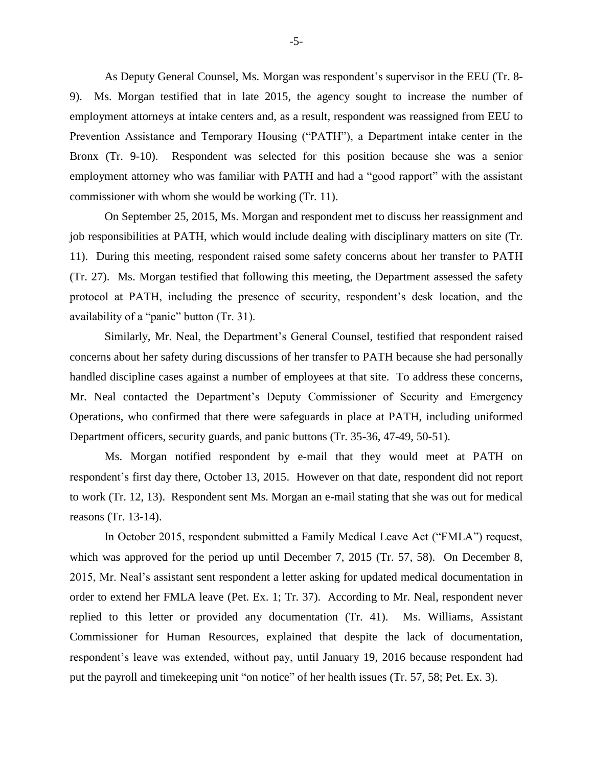As Deputy General Counsel, Ms. Morgan was respondent's supervisor in the EEU (Tr. 8-9). Ms. Morgan testified that in late 2015, the agency sought to increase the number of employment attorneys at intake centers and, as a result, respondent was reassigned from EEU to Prevention Assistance and Temporary Housing ("PATH"), a Department intake center in the Bronx (Tr. 9-10). Respondent was selected for this position because she was a senior employment attorney who was familiar with PATH and had a "good rapport" with the assistant commissioner with whom she would be working (Tr. 11).

On September 25, 2015, Ms. Morgan and respondent met to discuss her reassignment and job responsibilities at PATH, which would include dealing with disciplinary matters on site (Tr. 11). During this meeting, respondent raised some safety concerns about her transfer to PATH (Tr. 27). Ms. Morgan testified that following this meeting, the Department assessed the safety protocol at PATH, including the presence of security, respondent's desk location, and the availability of a "panic" button (Tr. 31).

Similarly, Mr. Neal, the Department's General Counsel, testified that respondent raised concerns about her safety during discussions of her transfer to PATH because she had personally handled discipline cases against a number of employees at that site. To address these concerns, Mr. Neal contacted the Department's Deputy Commissioner of Security and Emergency Operations, who confirmed that there were safeguards in place at PATH, including uniformed Department officers, security guards, and panic buttons (Tr. 35-36, 47-49, 50-51).

Ms. Morgan notified respondent by e-mail that they would meet at PATH on respondent's first day there, October 13, 2015. However on that date, respondent did not report to work (Tr. 12, 13). Respondent sent Ms. Morgan an e-mail stating that she was out for medical reasons (Tr. 13-14).

In October 2015, respondent submitted a Family Medical Leave Act ("FMLA") request, which was approved for the period up until December 7, 2015 (Tr. 57, 58). On December 8, 2015, Mr. Neal's assistant sent respondent a letter asking for updated medical documentation in order to extend her FMLA leave (Pet. Ex. 1; Tr. 37). According to Mr. Neal, respondent never replied to this letter or provided any documentation (Tr. 41). Ms. Williams, Assistant Commissioner for Human Resources, explained that despite the lack of documentation, respondent's leave was extended, without pay, until January 19, 2016 because respondent had put the payroll and timekeeping unit "on notice" of her health issues (Tr. 57, 58; Pet. Ex. 3).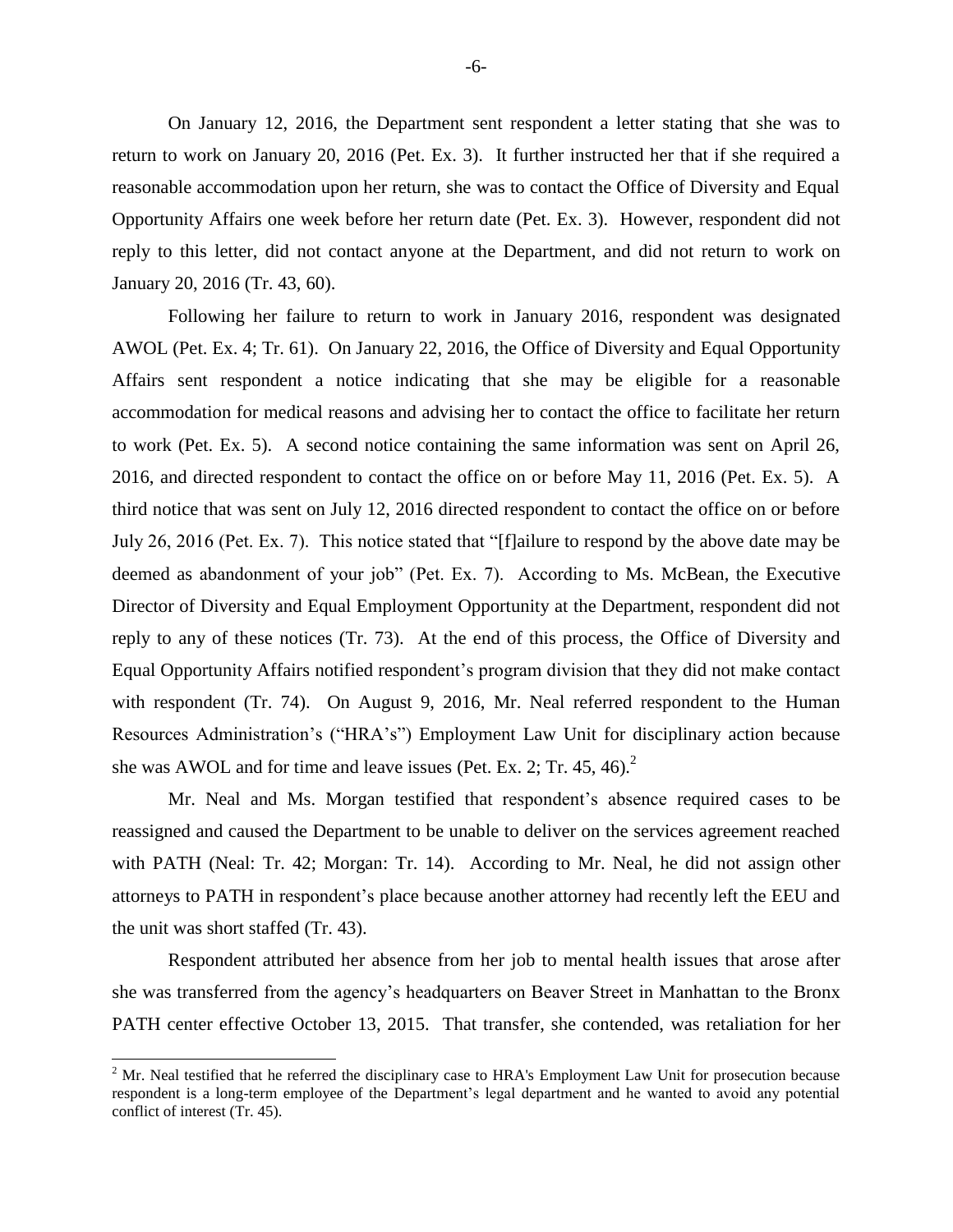On January 12, 2016, the Department sent respondent a letter stating that she was to return to work on January 20, 2016 (Pet. Ex. 3). It further instructed her that if she required a reasonable accommodation upon her return, she was to contact the Office of Diversity and Equal Opportunity Affairs one week before her return date (Pet. Ex. 3). However, respondent did not reply to this letter, did not contact anyone at the Department, and did not return to work on January 20, 2016 (Tr. 43, 60).

Following her failure to return to work in January 2016, respondent was designated AWOL (Pet. Ex. 4; Tr. 61). On January 22, 2016, the Office of Diversity and Equal Opportunity Affairs sent respondent a notice indicating that she may be eligible for a reasonable accommodation for medical reasons and advising her to contact the office to facilitate her return to work (Pet. Ex. 5). A second notice containing the same information was sent on April 26, 2016, and directed respondent to contact the office on or before May 11, 2016 (Pet. Ex. 5). A third notice that was sent on July 12, 2016 directed respondent to contact the office on or before July 26, 2016 (Pet. Ex. 7). This notice stated that "[f]ailure to respond by the above date may be deemed as abandonment of your job" (Pet. Ex. 7). According to Ms. McBean, the Executive Director of Diversity and Equal Employment Opportunity at the Department, respondent did not reply to any of these notices (Tr. 73). At the end of this process, the Office of Diversity and Equal Opportunity Affairs notified respondent's program division that they did not make contact with respondent (Tr. 74). On August 9, 2016, Mr. Neal referred respondent to the Human Resources Administration's ("HRA's") Employment Law Unit for disciplinary action because she was AWOL and for time and leave issues (Pet. Ex. 2; Tr. 45, 46).[2]

Mr. Neal and Ms. Morgan testified that respondent's absence required cases to be reassigned and caused the Department to be unable to deliver on the services agreement reached with PATH (Neal: Tr. 42; Morgan: Tr. 14). According to Mr. Neal, he did not assign other attorneys to PATH in respondent's place because another attorney had recently left the EEU and the unit was short staffed (Tr. 43).

Respondent attributed her absence from her job to mental health issues that arose after she was transferred from the agency's headquarters on Beaver Street in Manhattan to the Bronx PATH center effective October 13, 2015. That transfer, she contended, was retaliation for her

[2] Mr. Neal testified that he referred the disciplinary case to HRA's Employment Law Unit for prosecution because respondent is a long-term employee of the Department's legal department and he wanted to avoid any potential conflict of interest (Tr. 45).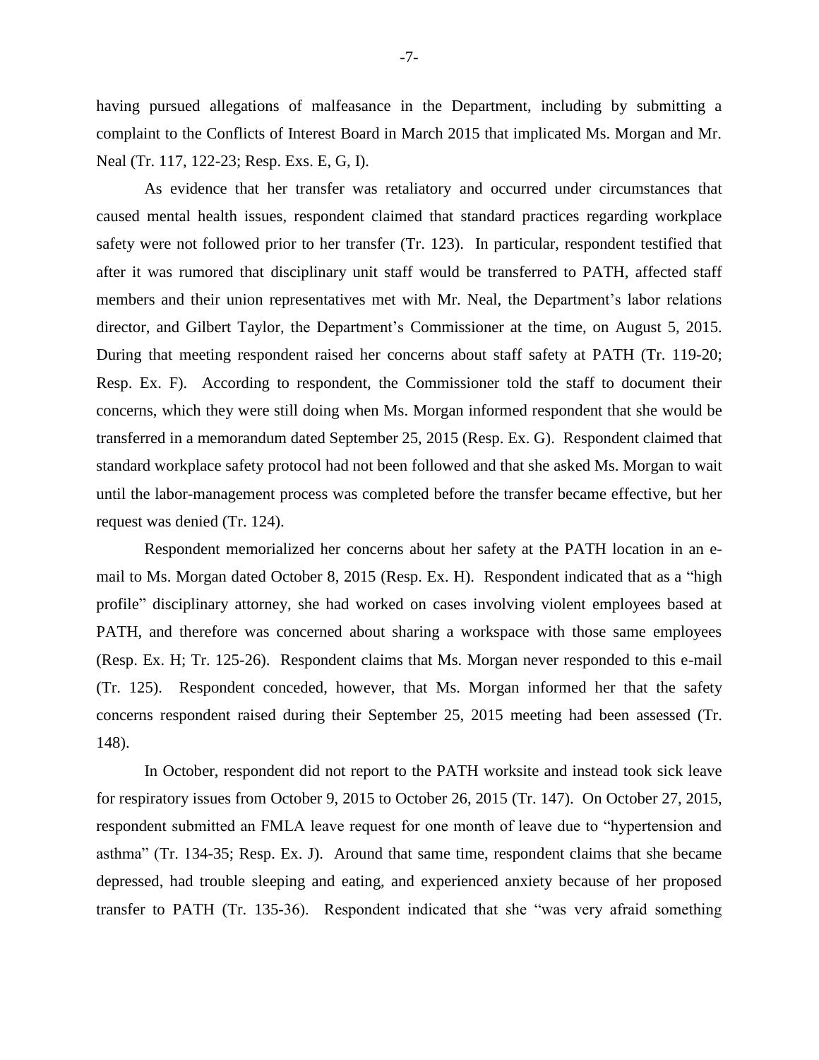having pursued allegations of malfeasance in the Department, including by submitting a complaint to the Conflicts of Interest Board in March 2015 that implicated Ms. Morgan and Mr. Neal (Tr. 117, 122-23; Resp. Exs. E, G, I).

As evidence that her transfer was retaliatory and occurred under circumstances that caused mental health issues, respondent claimed that standard practices regarding workplace safety were not followed prior to her transfer (Tr. 123). In particular, respondent testified that after it was rumored that disciplinary unit staff would be transferred to PATH, affected staff members and their union representatives met with Mr. Neal, the Department's labor relations director, and Gilbert Taylor, the Department's Commissioner at the time, on August 5, 2015. During that meeting respondent raised her concerns about staff safety at PATH (Tr. 119-20; Resp. Ex. F). According to respondent, the Commissioner told the staff to document their concerns, which they were still doing when Ms. Morgan informed respondent that she would be transferred in a memorandum dated September 25, 2015 (Resp. Ex. G). Respondent claimed that standard workplace safety protocol had not been followed and that she asked Ms. Morgan to wait until the labor-management process was completed before the transfer became effective, but her request was denied (Tr. 124).

Respondent memorialized her concerns about her safety at the PATH location in an e-mail to Ms. Morgan dated October 8, 2015 (Resp. Ex. H). Respondent indicated that as a "high profile" disciplinary attorney, she had worked on cases involving violent employees based at PATH, and therefore was concerned about sharing a workspace with those same employees (Resp. Ex. H; Tr. 125-26). Respondent claims that Ms. Morgan never responded to this e-mail (Tr. 125). Respondent conceded, however, that Ms. Morgan informed her that the safety concerns respondent raised during their September 25, 2015 meeting had been assessed (Tr. 148).

In October, respondent did not report to the PATH worksite and instead took sick leave for respiratory issues from October 9, 2015 to October 26, 2015 (Tr. 147). On October 27, 2015, respondent submitted an FMLA leave request for one month of leave due to "hypertension and asthma" (Tr. 134-35; Resp. Ex. J). Around that same time, respondent claims that she became depressed, had trouble sleeping and eating, and experienced anxiety because of her proposed transfer to PATH (Tr. 135-36). Respondent indicated that she "was very afraid something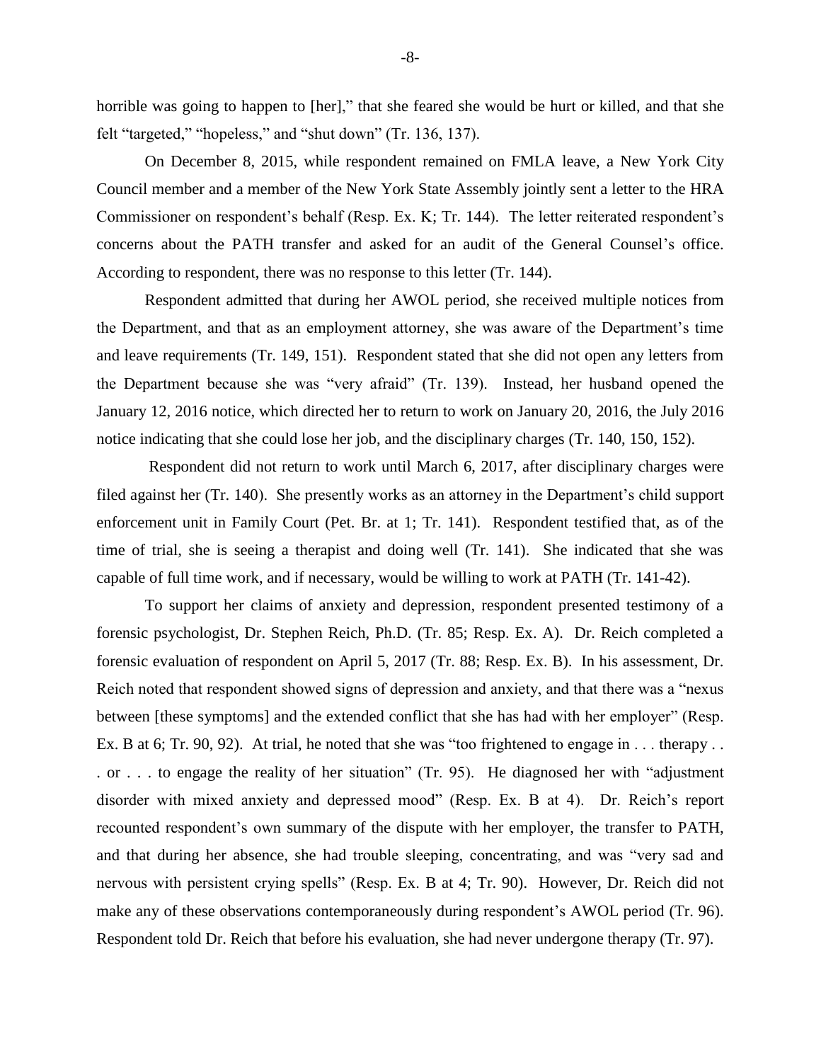horrible was going to happen to [her]," that she feared she would be hurt or killed, and that she felt "targeted," "hopeless," and "shut down" (Tr. 136, 137).

On December 8, 2015, while respondent remained on FMLA leave, a New York City Council member and a member of the New York State Assembly jointly sent a letter to the HRA Commissioner on respondent's behalf (Resp. Ex. K; Tr. 144). The letter reiterated respondent's concerns about the PATH transfer and asked for an audit of the General Counsel's office. According to respondent, there was no response to this letter (Tr. 144).

Respondent admitted that during her AWOL period, she received multiple notices from the Department, and that as an employment attorney, she was aware of the Department's time and leave requirements (Tr. 149, 151). Respondent stated that she did not open any letters from the Department because she was "very afraid" (Tr. 139). Instead, her husband opened the January 12, 2016 notice, which directed her to return to work on January 20, 2016, the July 2016 notice indicating that she could lose her job, and the disciplinary charges (Tr. 140, 150, 152).

Respondent did not return to work until March 6, 2017, after disciplinary charges were filed against her (Tr. 140). She presently works as an attorney in the Department's child support enforcement unit in Family Court (Pet. Br. at 1; Tr. 141). Respondent testified that, as of the time of trial, she is seeing a therapist and doing well (Tr. 141). She indicated that she was capable of full time work, and if necessary, would be willing to work at PATH (Tr. 141-42).

To support her claims of anxiety and depression, respondent presented testimony of a forensic psychologist, Dr. Stephen Reich, Ph.D. (Tr. 85; Resp. Ex. A). Dr. Reich completed a forensic evaluation of respondent on April 5, 2017 (Tr. 88; Resp. Ex. B). In his assessment, Dr. Reich noted that respondent showed signs of depression and anxiety, and that there was a "nexus between [these symptoms] and the extended conflict that she has had with her employer" (Resp. Ex. B at 6; Tr. 90, 92). At trial, he noted that she was "too frightened to engage in . . . therapy . . . or . . . to engage the reality of her situation" (Tr. 95). He diagnosed her with "adjustment disorder with mixed anxiety and depressed mood" (Resp. Ex. B at 4). Dr. Reich's report recounted respondent's own summary of the dispute with her employer, the transfer to PATH, and that during her absence, she had trouble sleeping, concentrating, and was "very sad and nervous with persistent crying spells" (Resp. Ex. B at 4; Tr. 90). However, Dr. Reich did not make any of these observations contemporaneously during respondent's AWOL period (Tr. 96). Respondent told Dr. Reich that before his evaluation, she had never undergone therapy (Tr. 97).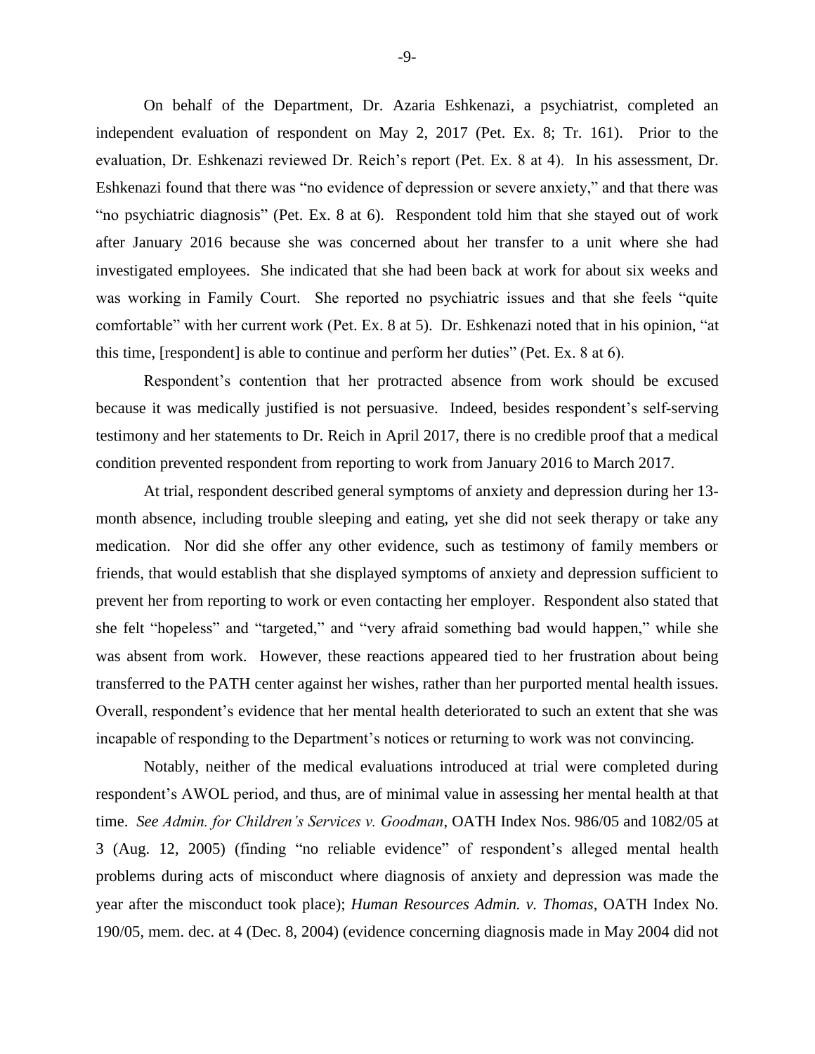On behalf of the Department, Dr. Azaria Eshkenazi, a psychiatrist, completed an independent evaluation of respondent on May 2, 2017 (Pet. Ex. 8; Tr. 161). Prior to the evaluation, Dr. Eshkenazi reviewed Dr. Reich's report (Pet. Ex. 8 at 4). In his assessment, Dr. Eshkenazi found that there was "no evidence of depression or severe anxiety," and that there was "no psychiatric diagnosis" (Pet. Ex. 8 at 6). Respondent told him that she stayed out of work after January 2016 because she was concerned about her transfer to a unit where she had investigated employees. She indicated that she had been back at work for about six weeks and was working in Family Court. She reported no psychiatric issues and that she feels "quite comfortable" with her current work (Pet. Ex. 8 at 5). Dr. Eshkenazi noted that in his opinion, "at this time, [respondent] is able to continue and perform her duties" (Pet. Ex. 8 at 6).

Respondent's contention that her protracted absence from work should be excused because it was medically justified is not persuasive. Indeed, besides respondent's self-serving testimony and her statements to Dr. Reich in April 2017, there is no credible proof that a medical condition prevented respondent from reporting to work from January 2016 to March 2017.

At trial, respondent described general symptoms of anxiety and depression during her 13-month absence, including trouble sleeping and eating, yet she did not seek therapy or take any medication. Nor did she offer any other evidence, such as testimony of family members or friends, that would establish that she displayed symptoms of anxiety and depression sufficient to prevent her from reporting to work or even contacting her employer. Respondent also stated that she felt "hopeless" and "targeted," and "very afraid something bad would happen," while she was absent from work. However, these reactions appeared tied to her frustration about being transferred to the PATH center against her wishes, rather than her purported mental health issues. Overall, respondent's evidence that her mental health deteriorated to such an extent that she was incapable of responding to the Department's notices or returning to work was not convincing.

Notably, neither of the medical evaluations introduced at trial were completed during respondent's AWOL period, and thus, are of minimal value in assessing her mental health at that time. *See Admin. for Children's Services v. Goodman*, OATH Index Nos. 986/05 and 1082/05 at 3 (Aug. 12, 2005) (finding "no reliable evidence" of respondent's alleged mental health problems during acts of misconduct where diagnosis of anxiety and depression was made the year after the misconduct took place); *Human Resources Admin. v. Thomas*, OATH Index No. 190/05, mem. dec. at 4 (Dec. 8, 2004) (evidence concerning diagnosis made in May 2004 did not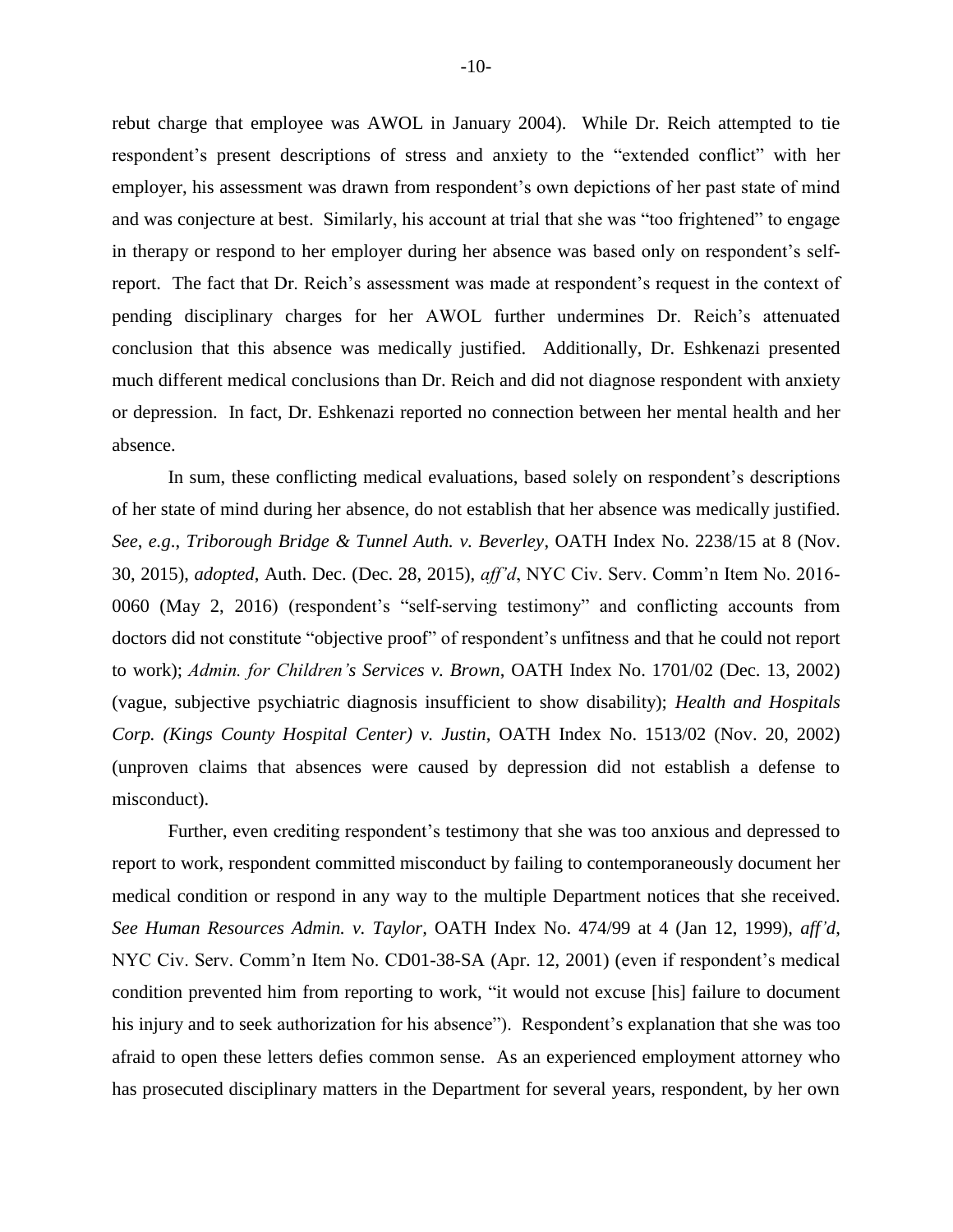rebut charge that employee was AWOL in January 2004). While Dr. Reich attempted to tie respondent's present descriptions of stress and anxiety to the "extended conflict" with her employer, his assessment was drawn from respondent's own depictions of her past state of mind and was conjecture at best. Similarly, his account at trial that she was "too frightened" to engage in therapy or respond to her employer during her absence was based only on respondent's self-report. The fact that Dr. Reich's assessment was made at respondent's request in the context of pending disciplinary charges for her AWOL further undermines Dr. Reich's attenuated conclusion that this absence was medically justified. Additionally, Dr. Eshkenazi presented much different medical conclusions than Dr. Reich and did not diagnose respondent with anxiety or depression. In fact, Dr. Eshkenazi reported no connection between her mental health and her absence.

In sum, these conflicting medical evaluations, based solely on respondent's descriptions of her state of mind during her absence, do not establish that her absence was medically justified. *See*, *e.g*., *Triborough Bridge & Tunnel Auth. v. Beverley*, OATH Index No. 2238/15 at 8 (Nov. 30, 2015), *adopted*, Auth. Dec. (Dec. 28, 2015), *aff'd*, NYC Civ. Serv. Comm'n Item No. 2016-0060 (May 2, 2016) (respondent's "self-serving testimony" and conflicting accounts from doctors did not constitute "objective proof" of respondent's unfitness and that he could not report to work); *Admin. for Children's Services v. Brown*, OATH Index No. 1701/02 (Dec. 13, 2002) (vague, subjective psychiatric diagnosis insufficient to show disability); *Health and Hospitals Corp. (Kings County Hospital Center) v. Justin*, OATH Index No. 1513/02 (Nov. 20, 2002) (unproven claims that absences were caused by depression did not establish a defense to misconduct).

Further, even crediting respondent's testimony that she was too anxious and depressed to report to work, respondent committed misconduct by failing to contemporaneously document her medical condition or respond in any way to the multiple Department notices that she received. *See Human Resources Admin. v. Taylor*, OATH Index No. 474/99 at 4 (Jan 12, 1999), *aff'd*, NYC Civ. Serv. Comm'n Item No. CD01-38-SA (Apr. 12, 2001) (even if respondent's medical condition prevented him from reporting to work, "it would not excuse [his] failure to document his injury and to seek authorization for his absence"). Respondent's explanation that she was too afraid to open these letters defies common sense. As an experienced employment attorney who has prosecuted disciplinary matters in the Department for several years, respondent, by her own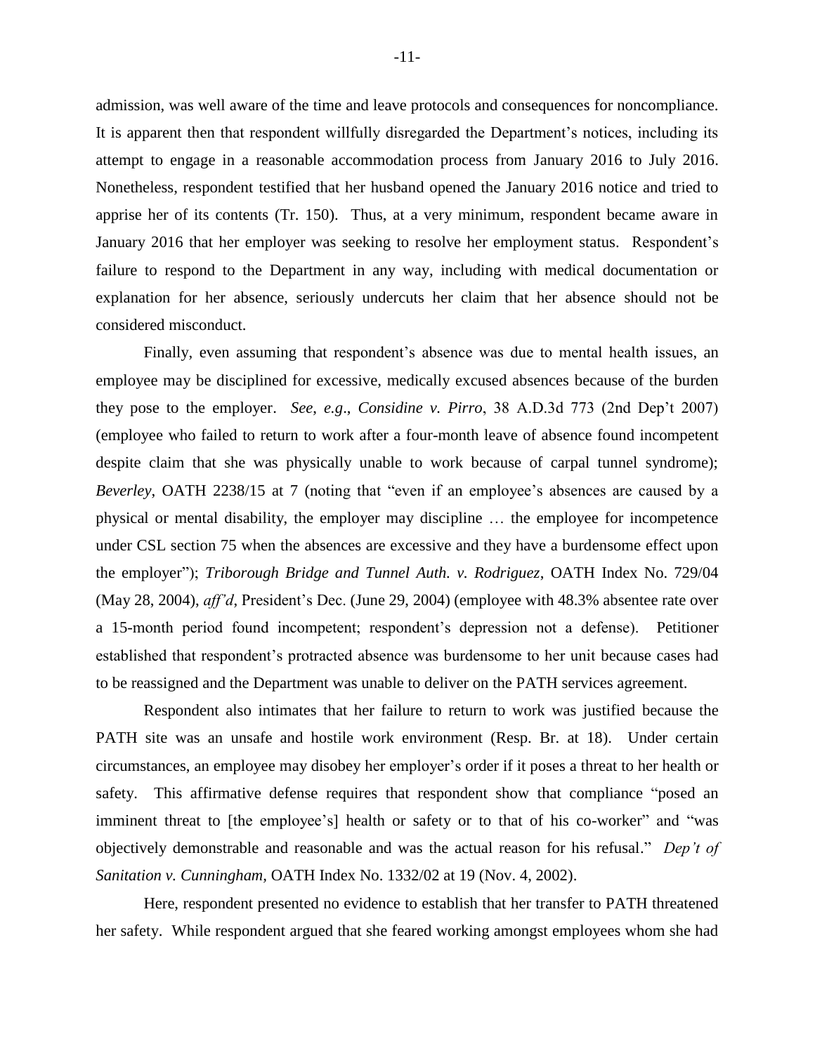admission, was well aware of the time and leave protocols and consequences for noncompliance. It is apparent then that respondent willfully disregarded the Department's notices, including its attempt to engage in a reasonable accommodation process from January 2016 to July 2016. Nonetheless, respondent testified that her husband opened the January 2016 notice and tried to apprise her of its contents (Tr. 150). Thus, at a very minimum, respondent became aware in January 2016 that her employer was seeking to resolve her employment status. Respondent's failure to respond to the Department in any way, including with medical documentation or explanation for her absence, seriously undercuts her claim that her absence should not be considered misconduct.

Finally, even assuming that respondent's absence was due to mental health issues, an employee may be disciplined for excessive, medically excused absences because of the burden they pose to the employer. *See, e.g*., *Considine v. Pirro*, 38 A.D.3d 773 (2nd Dep't 2007) (employee who failed to return to work after a four-month leave of absence found incompetent despite claim that she was physically unable to work because of carpal tunnel syndrome); *Beverley*, OATH 2238/15 at 7 (noting that "even if an employee's absences are caused by a physical or mental disability, the employer may discipline … the employee for incompetence under CSL section 75 when the absences are excessive and they have a burdensome effect upon the employer"); *Triborough Bridge and Tunnel Auth. v. Rodriguez*, OATH Index No. 729/04 (May 28, 2004), *aff'd*, President's Dec. (June 29, 2004) (employee with 48.3% absentee rate over a 15-month period found incompetent; respondent's depression not a defense). Petitioner established that respondent's protracted absence was burdensome to her unit because cases had to be reassigned and the Department was unable to deliver on the PATH services agreement.

Respondent also intimates that her failure to return to work was justified because the PATH site was an unsafe and hostile work environment (Resp. Br. at 18). Under certain circumstances, an employee may disobey her employer's order if it poses a threat to her health or safety. This affirmative defense requires that respondent show that compliance "posed an imminent threat to [the employee's] health or safety or to that of his co-worker" and "was objectively demonstrable and reasonable and was the actual reason for his refusal." *Dep't of Sanitation v. Cunningham*, OATH Index No. 1332/02 at 19 (Nov. 4, 2002).

Here, respondent presented no evidence to establish that her transfer to PATH threatened her safety. While respondent argued that she feared working amongst employees whom she had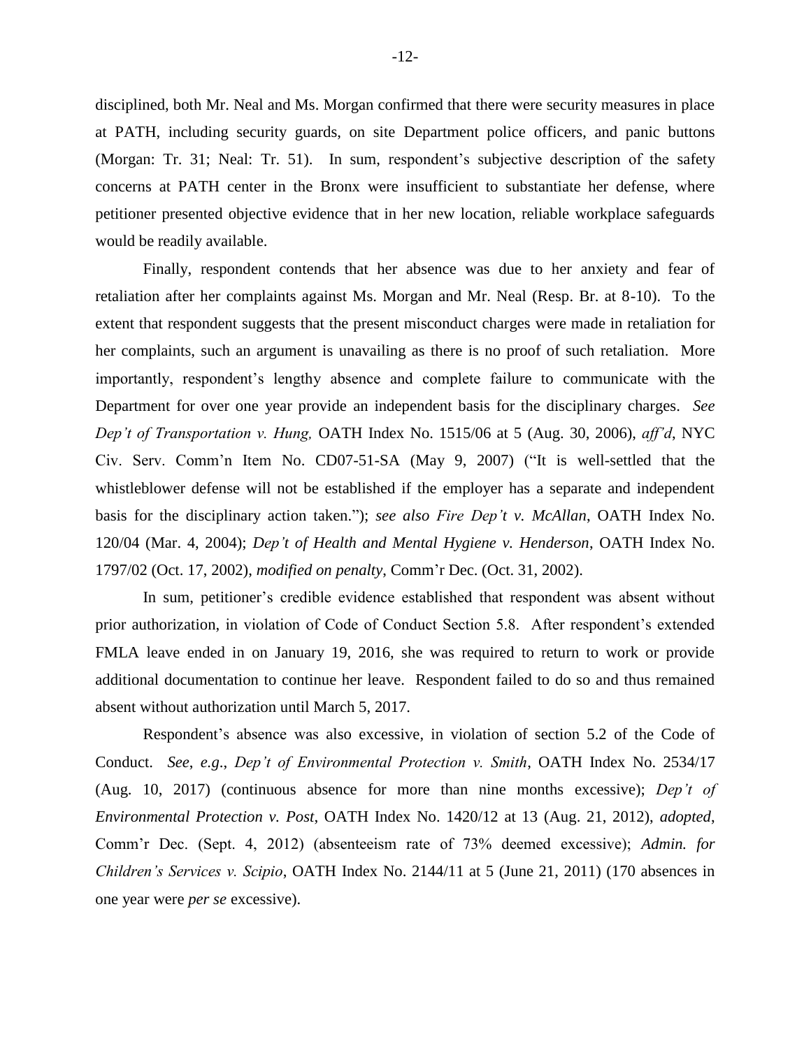disciplined, both Mr. Neal and Ms. Morgan confirmed that there were security measures in place at PATH, including security guards, on site Department police officers, and panic buttons (Morgan: Tr. 31; Neal: Tr. 51). In sum, respondent's subjective description of the safety concerns at PATH center in the Bronx were insufficient to substantiate her defense, where petitioner presented objective evidence that in her new location, reliable workplace safeguards would be readily available.

Finally, respondent contends that her absence was due to her anxiety and fear of retaliation after her complaints against Ms. Morgan and Mr. Neal (Resp. Br. at 8-10). To the extent that respondent suggests that the present misconduct charges were made in retaliation for her complaints, such an argument is unavailing as there is no proof of such retaliation. More importantly, respondent's lengthy absence and complete failure to communicate with the Department for over one year provide an independent basis for the disciplinary charges. *See Dep't of Transportation v. Hung,* OATH Index No. 1515/06 at 5 (Aug. 30, 2006), *aff'd*, NYC Civ. Serv. Comm'n Item No. CD07-51-SA (May 9, 2007) ("It is well-settled that the whistleblower defense will not be established if the employer has a separate and independent basis for the disciplinary action taken."); *see also Fire Dep't v. McAllan*, OATH Index No. 120/04 (Mar. 4, 2004); *Dep't of Health and Mental Hygiene v. Henderson*, OATH Index No. 1797/02 (Oct. 17, 2002), *modified on penalty*, Comm'r Dec. (Oct. 31, 2002).

In sum, petitioner's credible evidence established that respondent was absent without prior authorization, in violation of Code of Conduct Section 5.8. After respondent's extended FMLA leave ended in on January 19, 2016, she was required to return to work or provide additional documentation to continue her leave. Respondent failed to do so and thus remained absent without authorization until March 5, 2017.

Respondent's absence was also excessive, in violation of section 5.2 of the Code of Conduct. *See*, *e.g*., *Dep't of Environmental Protection v. Smith*, OATH Index No. 2534/17 (Aug. 10, 2017) (continuous absence for more than nine months excessive); *Dep't of Environmental Protection v. Post*, OATH Index No. 1420/12 at 13 (Aug. 21, 2012), *adopted*, Comm'r Dec. (Sept. 4, 2012) (absenteeism rate of 73% deemed excessive); *Admin. for Children's Services v. Scipio*, OATH Index No. 2144/11 at 5 (June 21, 2011) (170 absences in one year were *per se* excessive).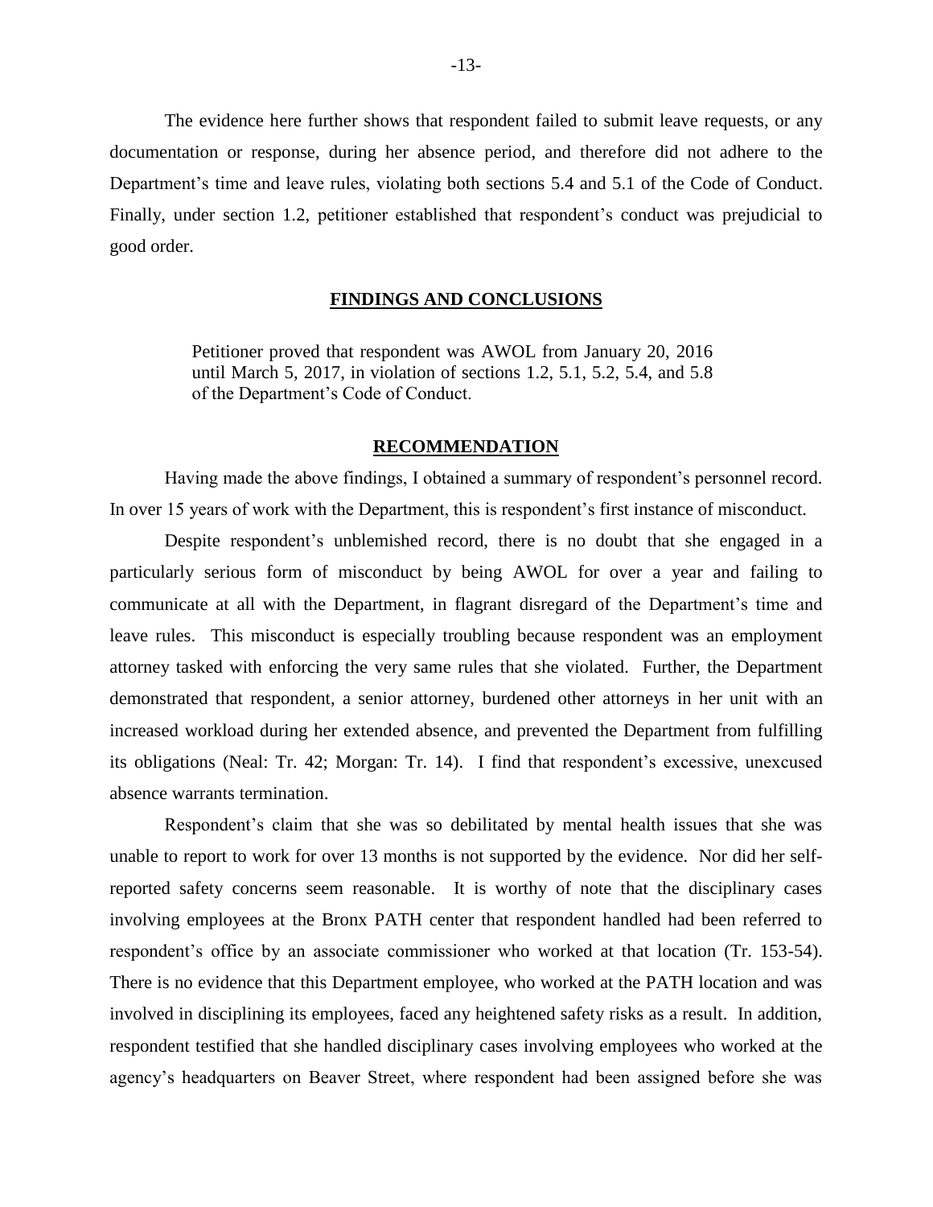The evidence here further shows that respondent failed to submit leave requests, or any documentation or response, during her absence period, and therefore did not adhere to the Department's time and leave rules, violating both sections 5.4 and 5.1 of the Code of Conduct. Finally, under section 1.2, petitioner established that respondent's conduct was prejudicial to good order.

## FINDINGS AND CONCLUSIONS

> Petitioner proved that respondent was AWOL from January 20, 2016 until March 5, 2017, in violation of sections 1.2, 5.1, 5.2, 5.4, and 5.8 of the Department's Code of Conduct.

## RECOMMENDATION

Having made the above findings, I obtained a summary of respondent's personnel record. In over 15 years of work with the Department, this is respondent's first instance of misconduct.

Despite respondent's unblemished record, there is no doubt that she engaged in a particularly serious form of misconduct by being AWOL for over a year and failing to communicate at all with the Department, in flagrant disregard of the Department's time and leave rules. This misconduct is especially troubling because respondent was an employment attorney tasked with enforcing the very same rules that she violated. Further, the Department demonstrated that respondent, a senior attorney, burdened other attorneys in her unit with an increased workload during her extended absence, and prevented the Department from fulfilling its obligations (Neal: Tr. 42; Morgan: Tr. 14). I find that respondent's excessive, unexcused absence warrants termination.

Respondent's claim that she was so debilitated by mental health issues that she was unable to report to work for over 13 months is not supported by the evidence. Nor did her self-reported safety concerns seem reasonable. It is worthy of note that the disciplinary cases involving employees at the Bronx PATH center that respondent handled had been referred to respondent's office by an associate commissioner who worked at that location (Tr. 153-54). There is no evidence that this Department employee, who worked at the PATH location and was involved in disciplining its employees, faced any heightened safety risks as a result. In addition, respondent testified that she handled disciplinary cases involving employees who worked at the agency's headquarters on Beaver Street, where respondent had been assigned before she was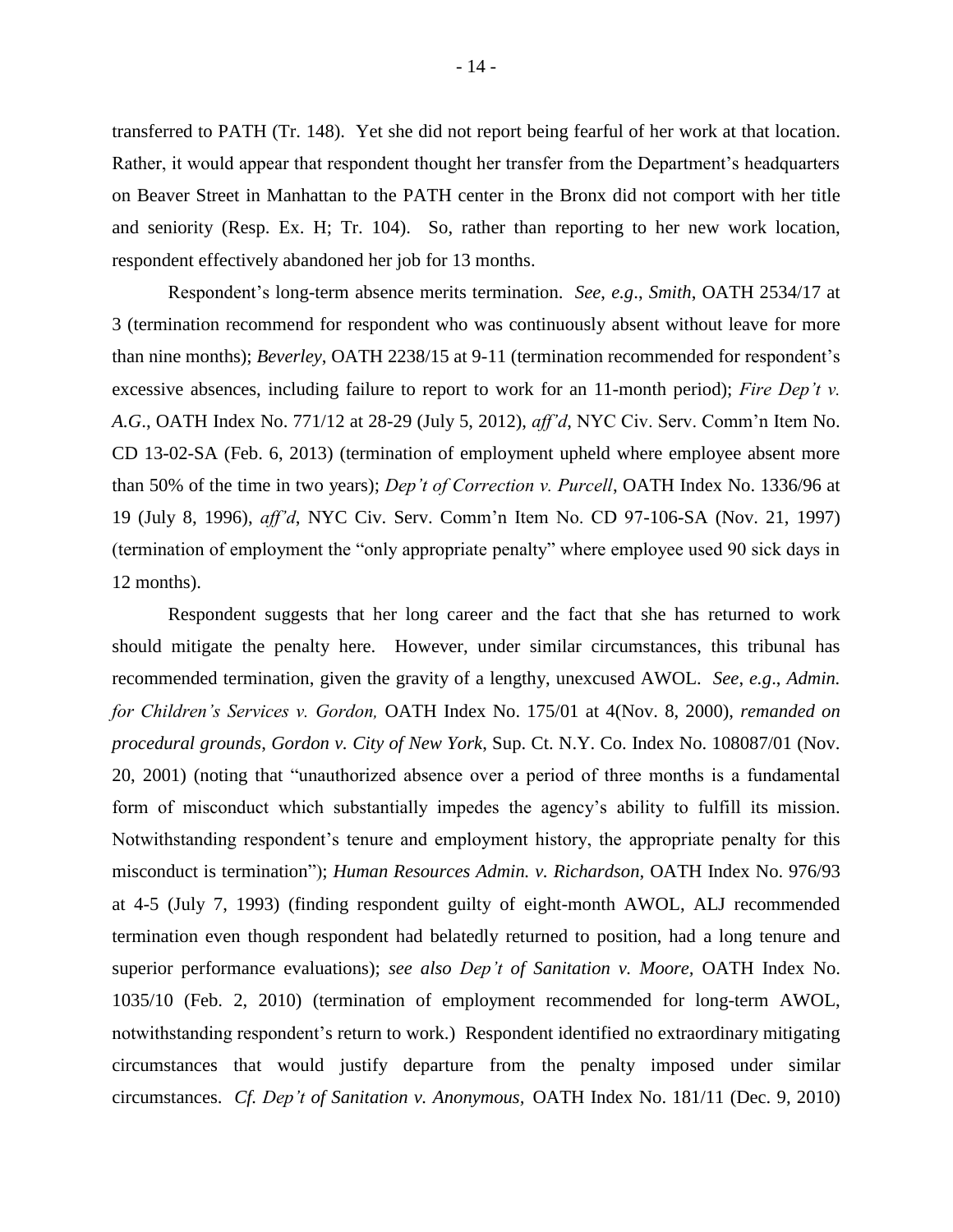transferred to PATH (Tr. 148). Yet she did not report being fearful of her work at that location. Rather, it would appear that respondent thought her transfer from the Department's headquarters on Beaver Street in Manhattan to the PATH center in the Bronx did not comport with her title and seniority (Resp. Ex. H; Tr. 104). So, rather than reporting to her new work location, respondent effectively abandoned her job for 13 months.

Respondent's long-term absence merits termination. *See*, *e.g*., *Smith*, OATH 2534/17 at 3 (termination recommend for respondent who was continuously absent without leave for more than nine months); *Beverley*, OATH 2238/15 at 9-11 (termination recommended for respondent's excessive absences, including failure to report to work for an 11-month period); *Fire Dep't v. A.G*., OATH Index No. 771/12 at 28-29 (July 5, 2012), *aff'd*, NYC Civ. Serv. Comm'n Item No. CD 13-02-SA (Feb. 6, 2013) (termination of employment upheld where employee absent more than 50% of the time in two years); *Dep't of Correction v. Purcell*, OATH Index No. 1336/96 at 19 (July 8, 1996), *aff'd*, NYC Civ. Serv. Comm'n Item No. CD 97-106-SA (Nov. 21, 1997) (termination of employment the "only appropriate penalty" where employee used 90 sick days in 12 months).

Respondent suggests that her long career and the fact that she has returned to work should mitigate the penalty here. However, under similar circumstances, this tribunal has recommended termination, given the gravity of a lengthy, unexcused AWOL. *See*, *e.g*., *Admin. for Children's Services v. Gordon,* OATH Index No. 175/01 at 4(Nov. 8, 2000), *remanded on procedural grounds*, *Gordon v. City of New York*, Sup. Ct. N.Y. Co. Index No. 108087/01 (Nov. 20, 2001) (noting that "unauthorized absence over a period of three months is a fundamental form of misconduct which substantially impedes the agency's ability to fulfill its mission. Notwithstanding respondent's tenure and employment history, the appropriate penalty for this misconduct is termination"); *Human Resources Admin. v. Richardson*, OATH Index No. 976/93 at 4-5 (July 7, 1993) (finding respondent guilty of eight-month AWOL, ALJ recommended termination even though respondent had belatedly returned to position, had a long tenure and superior performance evaluations); *see also Dep't of Sanitation v. Moore*, OATH Index No. 1035/10 (Feb. 2, 2010) (termination of employment recommended for long-term AWOL, notwithstanding respondent's return to work.) Respondent identified no extraordinary mitigating circumstances that would justify departure from the penalty imposed under similar circumstances. *Cf. Dep't of Sanitation v. Anonymous,* OATH Index No. 181/11 (Dec. 9, 2010)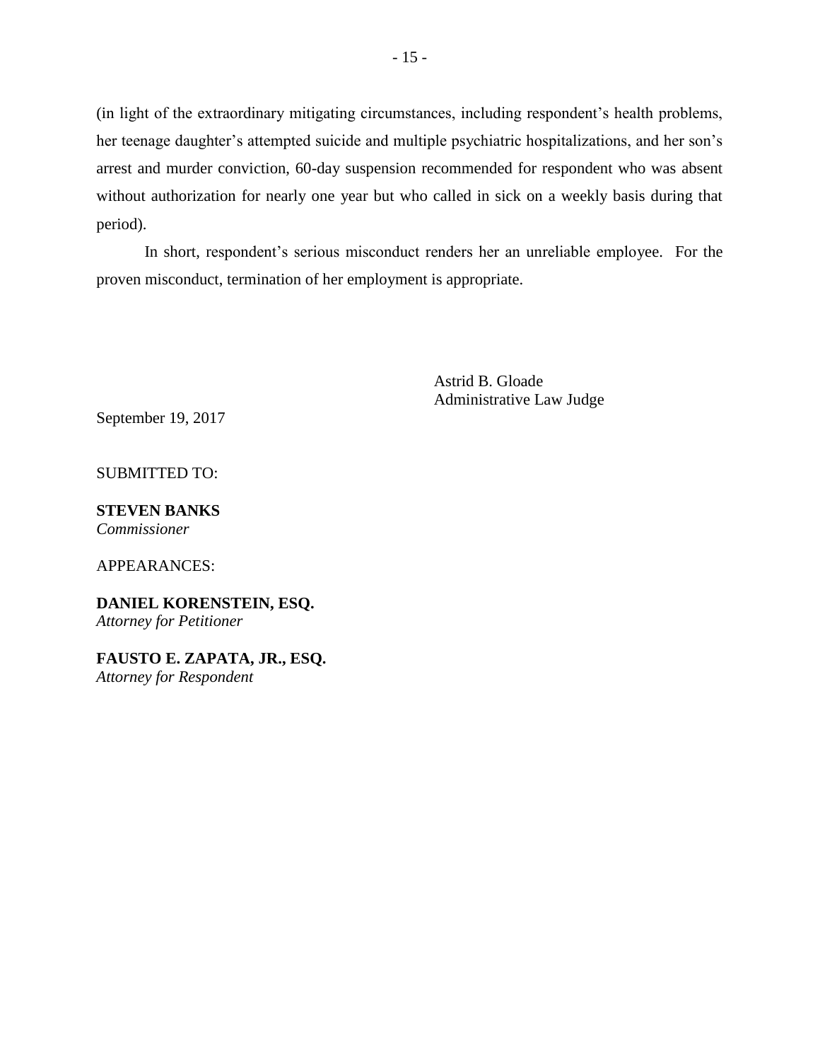(in light of the extraordinary mitigating circumstances, including respondent's health problems, her teenage daughter's attempted suicide and multiple psychiatric hospitalizations, and her son's arrest and murder conviction, 60-day suspension recommended for respondent who was absent without authorization for nearly one year but who called in sick on a weekly basis during that period).

In short, respondent's serious misconduct renders her an unreliable employee. For the proven misconduct, termination of her employment is appropriate.

Astrid B. Gloade
Administrative Law Judge

September 19, 2017

SUBMITTED TO:

**STEVEN BANKS**
*Commissioner*

APPEARANCES:

**DANIEL KORENSTEIN, ESQ.**
*Attorney for Petitioner*

**FAUSTO E. ZAPATA, JR., ESQ.**
*Attorney for Respondent*